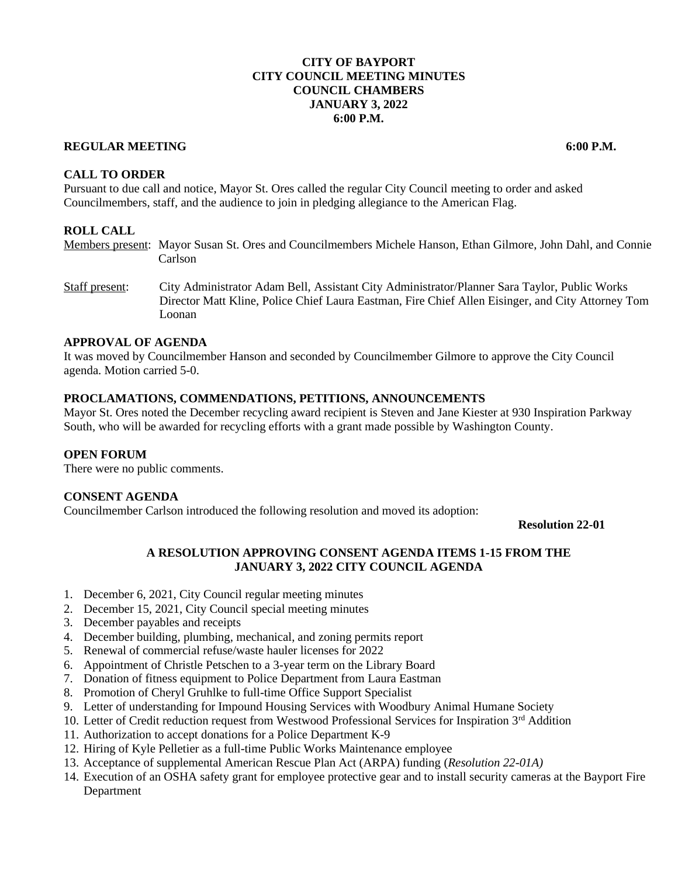# CITY OF BAYPORT
# CITY COUNCIL MEETING MINUTES
# COUNCIL CHAMBERS
# JANUARY 3, 2022
# 6:00 P.M.

**REGULAR MEETING 6:00 P.M.**

**CALL TO ORDER**

Pursuant to due call and notice, Mayor St. Ores called the regular City Council meeting to order and asked Councilmembers, staff, and the audience to join in pledging allegiance to the American Flag.

**ROLL CALL**

Members present: Mayor Susan St. Ores and Councilmembers Michele Hanson, Ethan Gilmore, John Dahl, and Connie Carlson

Staff present: City Administrator Adam Bell, Assistant City Administrator/Planner Sara Taylor, Public Works Director Matt Kline, Police Chief Laura Eastman, Fire Chief Allen Eisinger, and City Attorney Tom Loonan

**APPROVAL OF AGENDA**

It was moved by Councilmember Hanson and seconded by Councilmember Gilmore to approve the City Council agenda. Motion carried 5-0.

**PROCLAMATIONS, COMMENDATIONS, PETITIONS, ANNOUNCEMENTS**

Mayor St. Ores noted the December recycling award recipient is Steven and Jane Kiester at 930 Inspiration Parkway South, who will be awarded for recycling efforts with a grant made possible by Washington County.

**OPEN FORUM**

There were no public comments.

**CONSENT AGENDA**

Councilmember Carlson introduced the following resolution and moved its adoption:

**Resolution 22-01**

**A RESOLUTION APPROVING CONSENT AGENDA ITEMS 1-15 FROM THE JANUARY 3, 2022 CITY COUNCIL AGENDA**

1. December 6, 2021, City Council regular meeting minutes
2. December 15, 2021, City Council special meeting minutes
3. December payables and receipts
4. December building, plumbing, mechanical, and zoning permits report
5. Renewal of commercial refuse/waste hauler licenses for 2022
6. Appointment of Christle Petschen to a 3-year term on the Library Board
7. Donation of fitness equipment to Police Department from Laura Eastman
8. Promotion of Cheryl Gruhlke to full-time Office Support Specialist
9. Letter of understanding for Impound Housing Services with Woodbury Animal Humane Society
10. Letter of Credit reduction request from Westwood Professional Services for Inspiration 3rd Addition
11. Authorization to accept donations for a Police Department K-9
12. Hiring of Kyle Pelletier as a full-time Public Works Maintenance employee
13. Acceptance of supplemental American Rescue Plan Act (ARPA) funding (*Resolution 22-01A)*
14. Execution of an OSHA safety grant for employee protective gear and to install security cameras at the Bayport Fire Department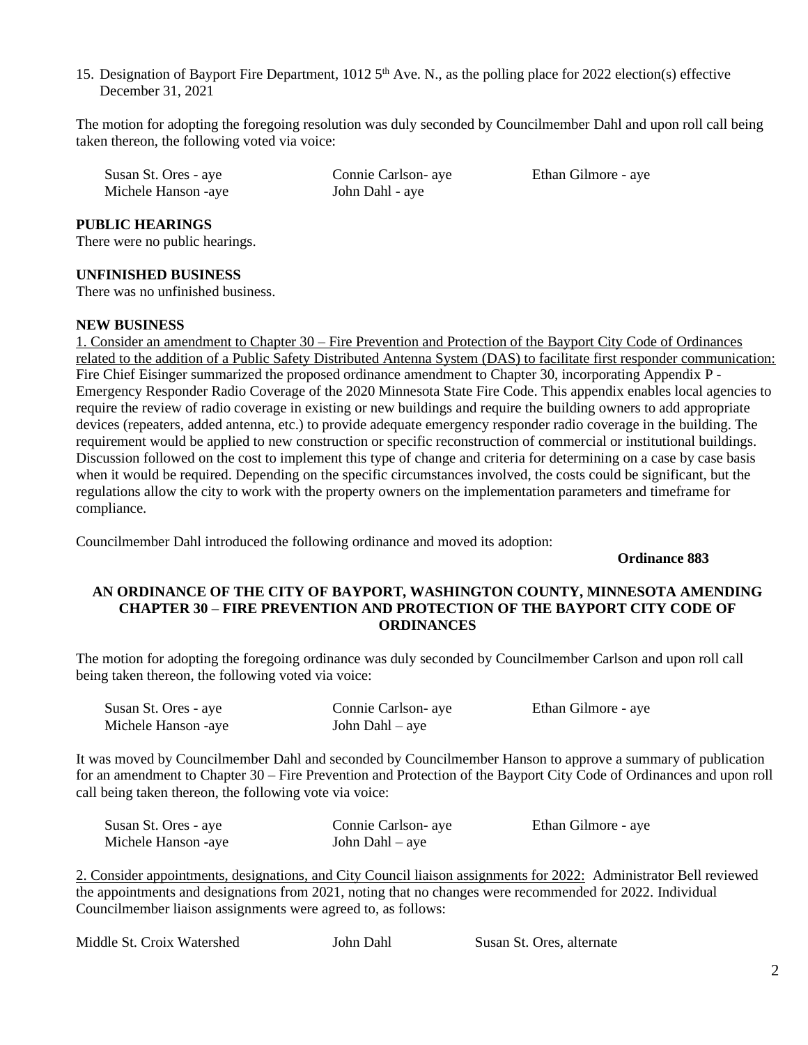15. Designation of Bayport Fire Department, 1012 5th Ave. N., as the polling place for 2022 election(s) effective December 31, 2021

The motion for adopting the foregoing resolution was duly seconded by Councilmember Dahl and upon roll call being taken thereon, the following voted via voice:

| | | |
|---|---|---|
| Susan St. Ores - aye | Connie Carlson- aye | Ethan Gilmore - aye |
| Michele Hanson -aye | John Dahl - aye | |

**PUBLIC HEARINGS**
There were no public hearings.

**UNFINISHED BUSINESS**
There was no unfinished business.

**NEW BUSINESS**
1. Consider an amendment to Chapter 30 – Fire Prevention and Protection of the Bayport City Code of Ordinances related to the addition of a Public Safety Distributed Antenna System (DAS) to facilitate first responder communication: Fire Chief Eisinger summarized the proposed ordinance amendment to Chapter 30, incorporating Appendix P - Emergency Responder Radio Coverage of the 2020 Minnesota State Fire Code. This appendix enables local agencies to require the review of radio coverage in existing or new buildings and require the building owners to add appropriate devices (repeaters, added antenna, etc.) to provide adequate emergency responder radio coverage in the building. The requirement would be applied to new construction or specific reconstruction of commercial or institutional buildings. Discussion followed on the cost to implement this type of change and criteria for determining on a case by case basis when it would be required. Depending on the specific circumstances involved, the costs could be significant, but the regulations allow the city to work with the property owners on the implementation parameters and timeframe for compliance.

Councilmember Dahl introduced the following ordinance and moved its adoption:

**Ordinance 883**

**AN ORDINANCE OF THE CITY OF BAYPORT, WASHINGTON COUNTY, MINNESOTA AMENDING CHAPTER 30 – FIRE PREVENTION AND PROTECTION OF THE BAYPORT CITY CODE OF ORDINANCES**

The motion for adopting the foregoing ordinance was duly seconded by Councilmember Carlson and upon roll call being taken thereon, the following voted via voice:

| | | |
|---|---|---|
| Susan St. Ores - aye | Connie Carlson- aye | Ethan Gilmore - aye |
| Michele Hanson -aye | John Dahl – aye | |

It was moved by Councilmember Dahl and seconded by Councilmember Hanson to approve a summary of publication for an amendment to Chapter 30 – Fire Prevention and Protection of the Bayport City Code of Ordinances and upon roll call being taken thereon, the following vote via voice:

| | | |
|---|---|---|
| Susan St. Ores - aye | Connie Carlson- aye | Ethan Gilmore - aye |
| Michele Hanson -aye | John Dahl – aye | |

2. Consider appointments, designations, and City Council liaison assignments for 2022: Administrator Bell reviewed the appointments and designations from 2021, noting that no changes were recommended for 2022. Individual Councilmember liaison assignments were agreed to, as follows:

| | | |
|---|---|---|
| Middle St. Croix Watershed | John Dahl | Susan St. Ores, alternate |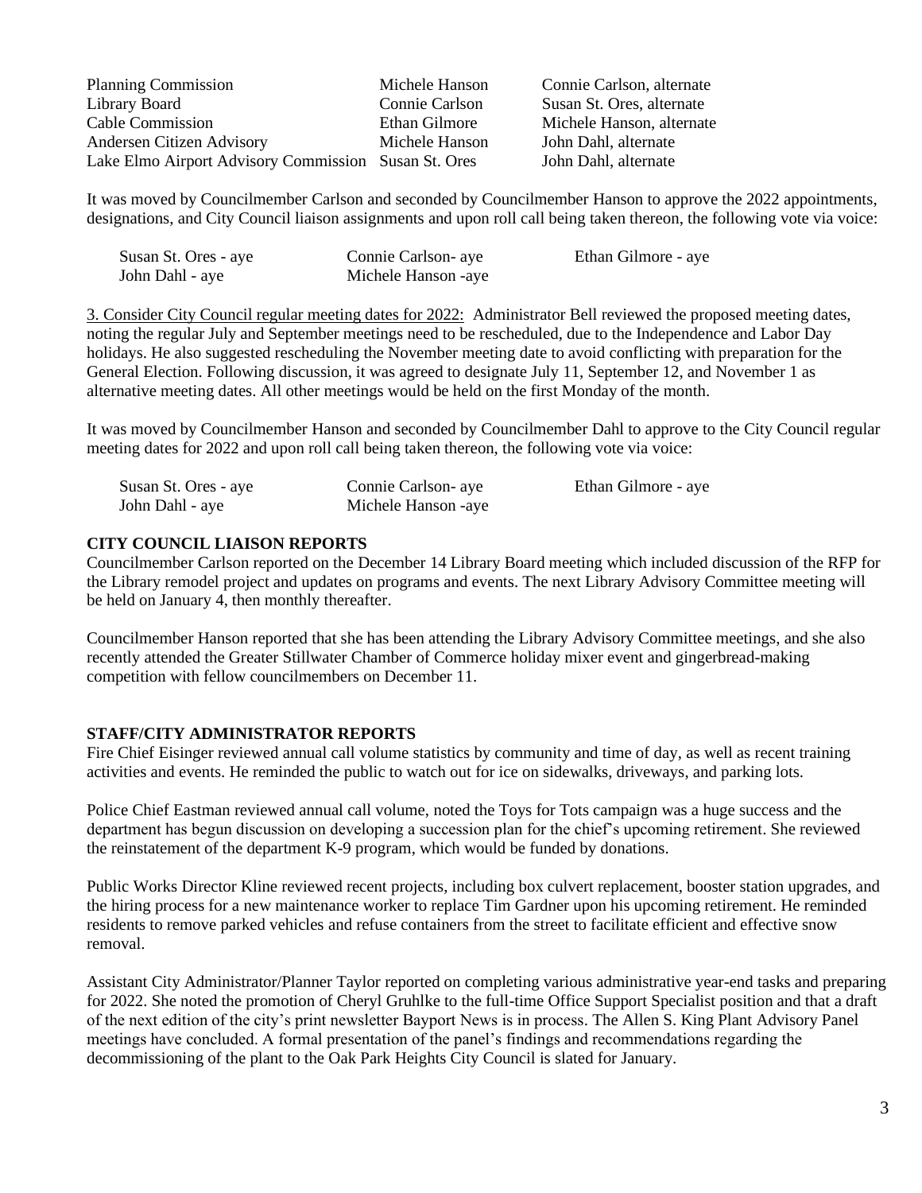| | | |
|---|---|---|
| Planning Commission | Michele Hanson | Connie Carlson, alternate |
| Library Board | Connie Carlson | Susan St. Ores, alternate |
| Cable Commission | Ethan Gilmore | Michele Hanson, alternate |
| Andersen Citizen Advisory | Michele Hanson | John Dahl, alternate |
| Lake Elmo Airport Advisory Commission | Susan St. Ores | John Dahl, alternate |

It was moved by Councilmember Carlson and seconded by Councilmember Hanson to approve the 2022 appointments, designations, and City Council liaison assignments and upon roll call being taken thereon, the following vote via voice:

| | | |
|---|---|---|
| Susan St. Ores - aye | Connie Carlson- aye | Ethan Gilmore - aye |
| John Dahl - aye | Michele Hanson -aye | |

3. Consider City Council regular meeting dates for 2022: Administrator Bell reviewed the proposed meeting dates, noting the regular July and September meetings need to be rescheduled, due to the Independence and Labor Day holidays. He also suggested rescheduling the November meeting date to avoid conflicting with preparation for the General Election. Following discussion, it was agreed to designate July 11, September 12, and November 1 as alternative meeting dates. All other meetings would be held on the first Monday of the month.

It was moved by Councilmember Hanson and seconded by Councilmember Dahl to approve to the City Council regular meeting dates for 2022 and upon roll call being taken thereon, the following vote via voice:

| | | |
|---|---|---|
| Susan St. Ores - aye | Connie Carlson- aye | Ethan Gilmore - aye |
| John Dahl - aye | Michele Hanson -aye | |

**CITY COUNCIL LIAISON REPORTS**

Councilmember Carlson reported on the December 14 Library Board meeting which included discussion of the RFP for the Library remodel project and updates on programs and events. The next Library Advisory Committee meeting will be held on January 4, then monthly thereafter.

Councilmember Hanson reported that she has been attending the Library Advisory Committee meetings, and she also recently attended the Greater Stillwater Chamber of Commerce holiday mixer event and gingerbread-making competition with fellow councilmembers on December 11.

**STAFF/CITY ADMINISTRATOR REPORTS**

Fire Chief Eisinger reviewed annual call volume statistics by community and time of day, as well as recent training activities and events. He reminded the public to watch out for ice on sidewalks, driveways, and parking lots.

Police Chief Eastman reviewed annual call volume, noted the Toys for Tots campaign was a huge success and the department has begun discussion on developing a succession plan for the chief's upcoming retirement. She reviewed the reinstatement of the department K-9 program, which would be funded by donations.

Public Works Director Kline reviewed recent projects, including box culvert replacement, booster station upgrades, and the hiring process for a new maintenance worker to replace Tim Gardner upon his upcoming retirement. He reminded residents to remove parked vehicles and refuse containers from the street to facilitate efficient and effective snow removal.

Assistant City Administrator/Planner Taylor reported on completing various administrative year-end tasks and preparing for 2022. She noted the promotion of Cheryl Gruhlke to the full-time Office Support Specialist position and that a draft of the next edition of the city's print newsletter Bayport News is in process. The Allen S. King Plant Advisory Panel meetings have concluded. A formal presentation of the panel's findings and recommendations regarding the decommissioning of the plant to the Oak Park Heights City Council is slated for January.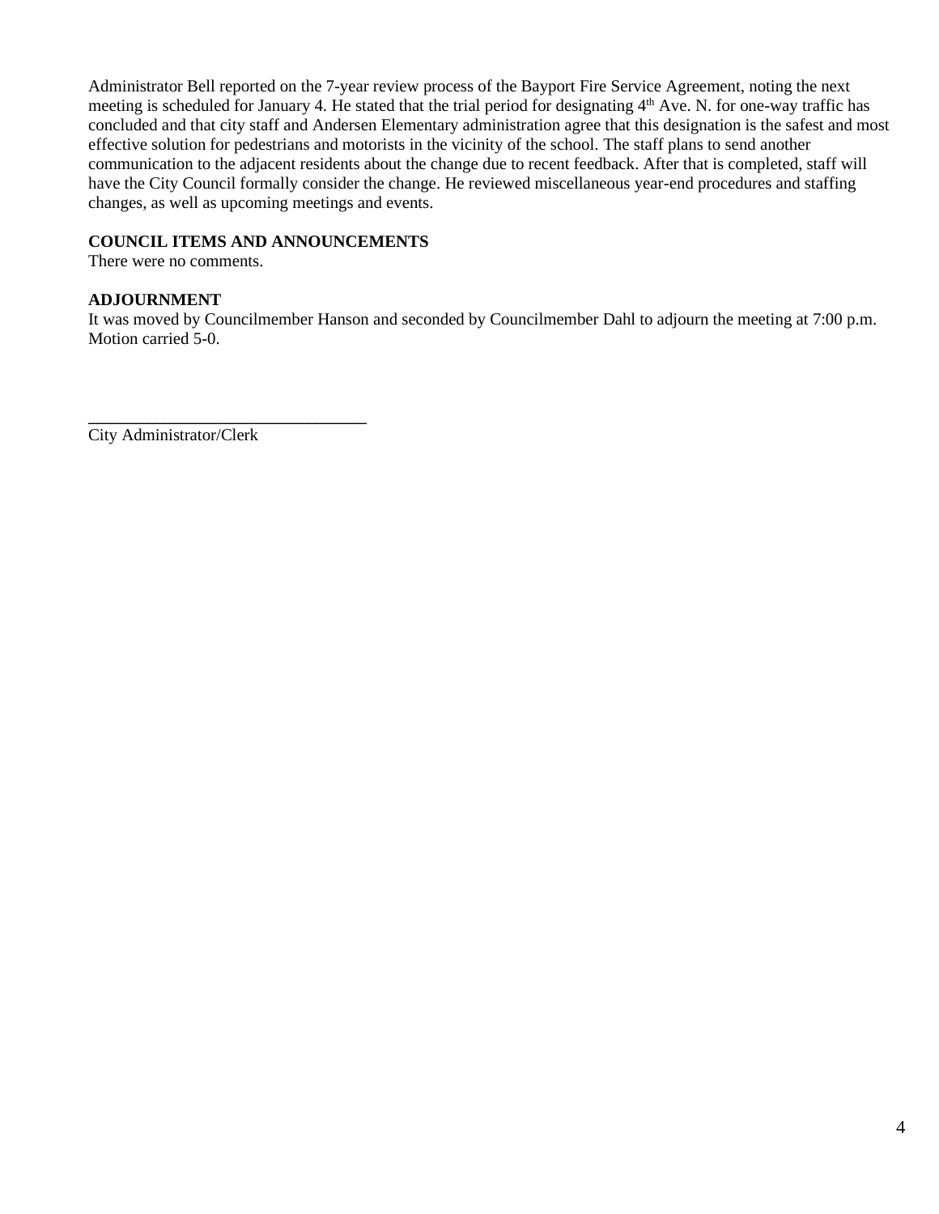Administrator Bell reported on the 7-year review process of the Bayport Fire Service Agreement, noting the next meeting is scheduled for January 4. He stated that the trial period for designating 4th Ave. N. for one-way traffic has concluded and that city staff and Andersen Elementary administration agree that this designation is the safest and most effective solution for pedestrians and motorists in the vicinity of the school. The staff plans to send another communication to the adjacent residents about the change due to recent feedback. After that is completed, staff will have the City Council formally consider the change. He reviewed miscellaneous year-end procedures and staffing changes, as well as upcoming meetings and events.

**COUNCIL ITEMS AND ANNOUNCEMENTS**
There were no comments.

**ADJOURNMENT**
It was moved by Councilmember Hanson and seconded by Councilmember Dahl to adjourn the meeting at 7:00 p.m. Motion carried 5-0.

______________________________
City Administrator/Clerk